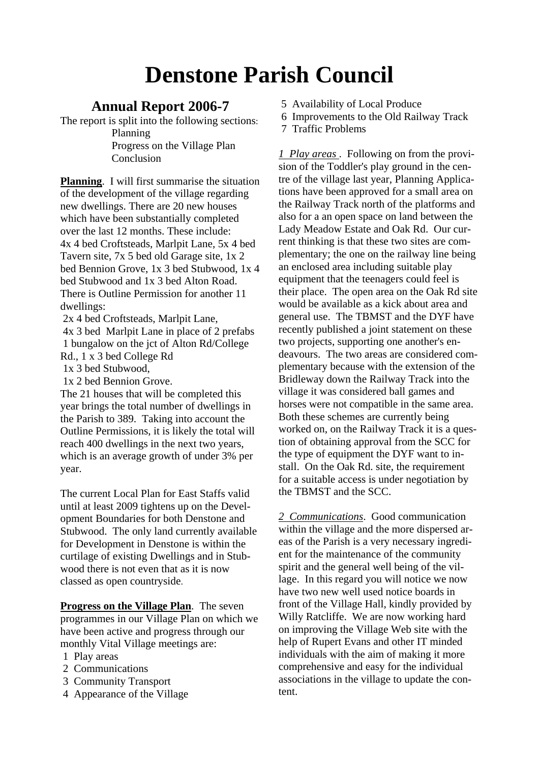# Denstone Parish Council

## Annual Report 2006-7

The report is split into the following sections:

Planning
Progress on the Village Plan
Conclusion

**Planning**. I will first summarise the situation of the development of the village regarding new dwellings. There are 20 new houses which have been substantially completed over the last 12 months. These include: 4x 4 bed Croftsteads, Marlpit Lane, 5x 4 bed Tavern site, 7x 5 bed old Garage site, 1x 2 bed Bennion Grove, 1x 3 bed Stubwood, 1x 4 bed Stubwood and 1x 3 bed Alton Road. There is Outline Permission for another 11 dwellings:

2x 4 bed Croftsteads, Marlpit Lane,
4x 3 bed Marlpit Lane in place of 2 prefabs
1 bungalow on the jct of Alton Rd/College Rd., 1 x 3 bed College Rd
1x 3 bed Stubwood,
1x 2 bed Bennion Grove.

The 21 houses that will be completed this year brings the total number of dwellings in the Parish to 389. Taking into account the Outline Permissions, it is likely the total will reach 400 dwellings in the next two years, which is an average growth of under 3% per year.

The current Local Plan for East Staffs valid until at least 2009 tightens up on the Development Boundaries for both Denstone and Stubwood. The only land currently available for Development in Denstone is within the curtilage of existing Dwellings and in Stubwood there is not even that as it is now classed as open countryside.

**Progress on the Village Plan**. The seven programmes in our Village Plan on which we have been active and progress through our monthly Vital Village meetings are:

1 Play areas
2 Communications
3 Community Transport
4 Appearance of the Village
5 Availability of Local Produce
6 Improvements to the Old Railway Track
7 Traffic Problems

*1 Play areas* . Following on from the provision of the Toddler's play ground in the centre of the village last year, Planning Applications have been approved for a small area on the Railway Track north of the platforms and also for a an open space on land between the Lady Meadow Estate and Oak Rd. Our current thinking is that these two sites are complementary; the one on the railway line being an enclosed area including suitable play equipment that the teenagers could feel is their place. The open area on the Oak Rd site would be available as a kick about area and general use. The TBMST and the DYF have recently published a joint statement on these two projects, supporting one another's endeavours. The two areas are considered complementary because with the extension of the Bridleway down the Railway Track into the village it was considered ball games and horses were not compatible in the same area. Both these schemes are currently being worked on, on the Railway Track it is a question of obtaining approval from the SCC for the type of equipment the DYF want to install. On the Oak Rd. site, the requirement for a suitable access is under negotiation by the TBMST and the SCC.

*2 Communications*. Good communication within the village and the more dispersed areas of the Parish is a very necessary ingredient for the maintenance of the community spirit and the general well being of the village. In this regard you will notice we now have two new well used notice boards in front of the Village Hall, kindly provided by Willy Ratcliffe. We are now working hard on improving the Village Web site with the help of Rupert Evans and other IT minded individuals with the aim of making it more comprehensive and easy for the individual associations in the village to update the content.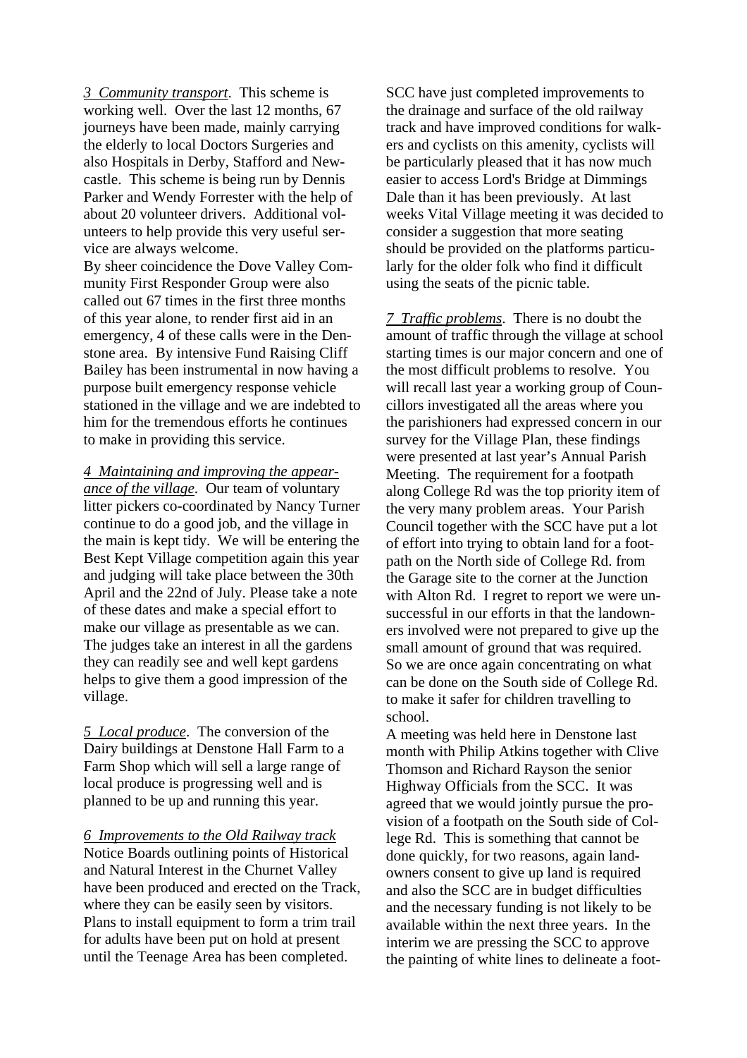*3 Community transport*. This scheme is working well. Over the last 12 months, 67 journeys have been made, mainly carrying the elderly to local Doctors Surgeries and also Hospitals in Derby, Stafford and Newcastle. This scheme is being run by Dennis Parker and Wendy Forrester with the help of about 20 volunteer drivers. Additional volunteers to help provide this very useful service are always welcome.
By sheer coincidence the Dove Valley Community First Responder Group were also called out 67 times in the first three months of this year alone, to render first aid in an emergency, 4 of these calls were in the Denstone area. By intensive Fund Raising Cliff Bailey has been instrumental in now having a purpose built emergency response vehicle stationed in the village and we are indebted to him for the tremendous efforts he continues to make in providing this service.

*4 Maintaining and improving the appearance of the village*. Our team of voluntary litter pickers co-coordinated by Nancy Turner continue to do a good job, and the village in the main is kept tidy. We will be entering the Best Kept Village competition again this year and judging will take place between the 30th April and the 22nd of July. Please take a note of these dates and make a special effort to make our village as presentable as we can. The judges take an interest in all the gardens they can readily see and well kept gardens helps to give them a good impression of the village.

*5 Local produce*. The conversion of the Dairy buildings at Denstone Hall Farm to a Farm Shop which will sell a large range of local produce is progressing well and is planned to be up and running this year.

*6 Improvements to the Old Railway track*
Notice Boards outlining points of Historical and Natural Interest in the Churnet Valley have been produced and erected on the Track, where they can be easily seen by visitors. Plans to install equipment to form a trim trail for adults have been put on hold at present until the Teenage Area has been completed.
SCC have just completed improvements to the drainage and surface of the old railway track and have improved conditions for walkers and cyclists on this amenity, cyclists will be particularly pleased that it has now much easier to access Lord's Bridge at Dimmings Dale than it has been previously. At last weeks Vital Village meeting it was decided to consider a suggestion that more seating should be provided on the platforms particularly for the older folk who find it difficult using the seats of the picnic table.

*7 Traffic problems*. There is no doubt the amount of traffic through the village at school starting times is our major concern and one of the most difficult problems to resolve. You will recall last year a working group of Councillors investigated all the areas where you the parishioners had expressed concern in our survey for the Village Plan, these findings were presented at last year's Annual Parish Meeting. The requirement for a footpath along College Rd was the top priority item of the very many problem areas. Your Parish Council together with the SCC have put a lot of effort into trying to obtain land for a footpath on the North side of College Rd. from the Garage site to the corner at the Junction with Alton Rd. I regret to report we were unsuccessful in our efforts in that the landowners involved were not prepared to give up the small amount of ground that was required. So we are once again concentrating on what can be done on the South side of College Rd. to make it safer for children travelling to school.
A meeting was held here in Denstone last month with Philip Atkins together with Clive Thomson and Richard Rayson the senior Highway Officials from the SCC. It was agreed that we would jointly pursue the provision of a footpath on the South side of College Rd. This is something that cannot be done quickly, for two reasons, again landowners consent to give up land is required and also the SCC are in budget difficulties and the necessary funding is not likely to be available within the next three years. In the interim we are pressing the SCC to approve the painting of white lines to delineate a foot-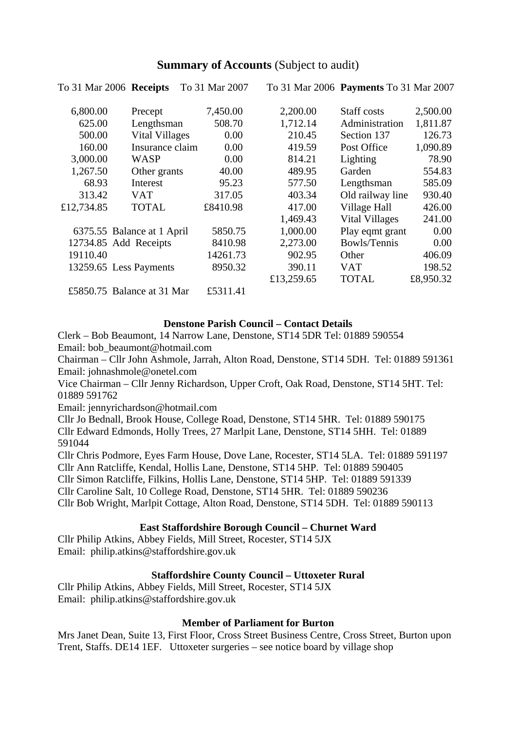## **Summary of Accounts** (Subject to audit)

| To 31 Mar 2006 | **Receipts** | To 31 Mar 2007 | To 31 Mar 2006 | **Payments** | To 31 Mar 2007 |
|---|---|---|---|---|---|
| 6,800.00 | Precept | 7,450.00 | 2,200.00 | Staff costs | 2,500.00 |
| 625.00 | Lengthsman | 508.70 | 1,712.14 | Administration | 1,811.87 |
| 500.00 | Vital Villages | 0.00 | 210.45 | Section 137 | 126.73 |
| 160.00 | Insurance claim | 0.00 | 419.59 | Post Office | 1,090.89 |
| 3,000.00 | WASP | 0.00 | 814.21 | Lighting | 78.90 |
| 1,267.50 | Other grants | 40.00 | 489.95 | Garden | 554.83 |
| 68.93 | Interest | 95.23 | 577.50 | Lengthsman | 585.09 |
| 313.42 | VAT | 317.05 | 403.34 | Old railway line | 930.40 |
| £12,734.85 | TOTAL | £8410.98 | 417.00 | Village Hall | 426.00 |
| | | | 1,469.43 | Vital Villages | 241.00 |
| 6375.55 | Balance at 1 April | 5850.75 | 1,000.00 | Play eqmt grant | 0.00 |
| 12734.85 | Add Receipts | 8410.98 | 2,273.00 | Bowls/Tennis | 0.00 |
| 19110.40 | | 14261.73 | 902.95 | Other | 406.09 |
| 13259.65 | Less Payments | 8950.32 | 390.11 | VAT | 198.52 |
| | | | £13,259.65 | TOTAL | £8,950.32 |
| £5850.75 | Balance at 31 Mar | £5311.41 | | | |

### **Denstone Parish Council – Contact Details**

Clerk – Bob Beaumont, 14 Narrow Lane, Denstone, ST14 5DR Tel: 01889 590554
Email: bob_beaumont@hotmail.com
Chairman – Cllr John Ashmole, Jarrah, Alton Road, Denstone, ST14 5DH. Tel: 01889 591361
Email: johnashmole@onetel.com
Vice Chairman – Cllr Jenny Richardson, Upper Croft, Oak Road, Denstone, ST14 5HT. Tel: 01889 591762
Email: jennyrichardson@hotmail.com
Cllr Jo Bednall, Brook House, College Road, Denstone, ST14 5HR. Tel: 01889 590175
Cllr Edward Edmonds, Holly Trees, 27 Marlpit Lane, Denstone, ST14 5HH. Tel: 01889 591044
Cllr Chris Podmore, Eyes Farm House, Dove Lane, Rocester, ST14 5LA. Tel: 01889 591197
Cllr Ann Ratcliffe, Kendal, Hollis Lane, Denstone, ST14 5HP. Tel: 01889 590405
Cllr Simon Ratcliffe, Filkins, Hollis Lane, Denstone, ST14 5HP. Tel: 01889 591339
Cllr Caroline Salt, 10 College Road, Denstone, ST14 5HR. Tel: 01889 590236
Cllr Bob Wright, Marlpit Cottage, Alton Road, Denstone, ST14 5DH. Tel: 01889 590113

### **East Staffordshire Borough Council – Churnet Ward**

Cllr Philip Atkins, Abbey Fields, Mill Street, Rocester, ST14 5JX
Email: philip.atkins@staffordshire.gov.uk

### **Staffordshire County Council – Uttoxeter Rural**

Cllr Philip Atkins, Abbey Fields, Mill Street, Rocester, ST14 5JX
Email: philip.atkins@staffordshire.gov.uk

### **Member of Parliament for Burton**

Mrs Janet Dean, Suite 13, First Floor, Cross Street Business Centre, Cross Street, Burton upon Trent, Staffs. DE14 1EF. Uttoxeter surgeries – see notice board by village shop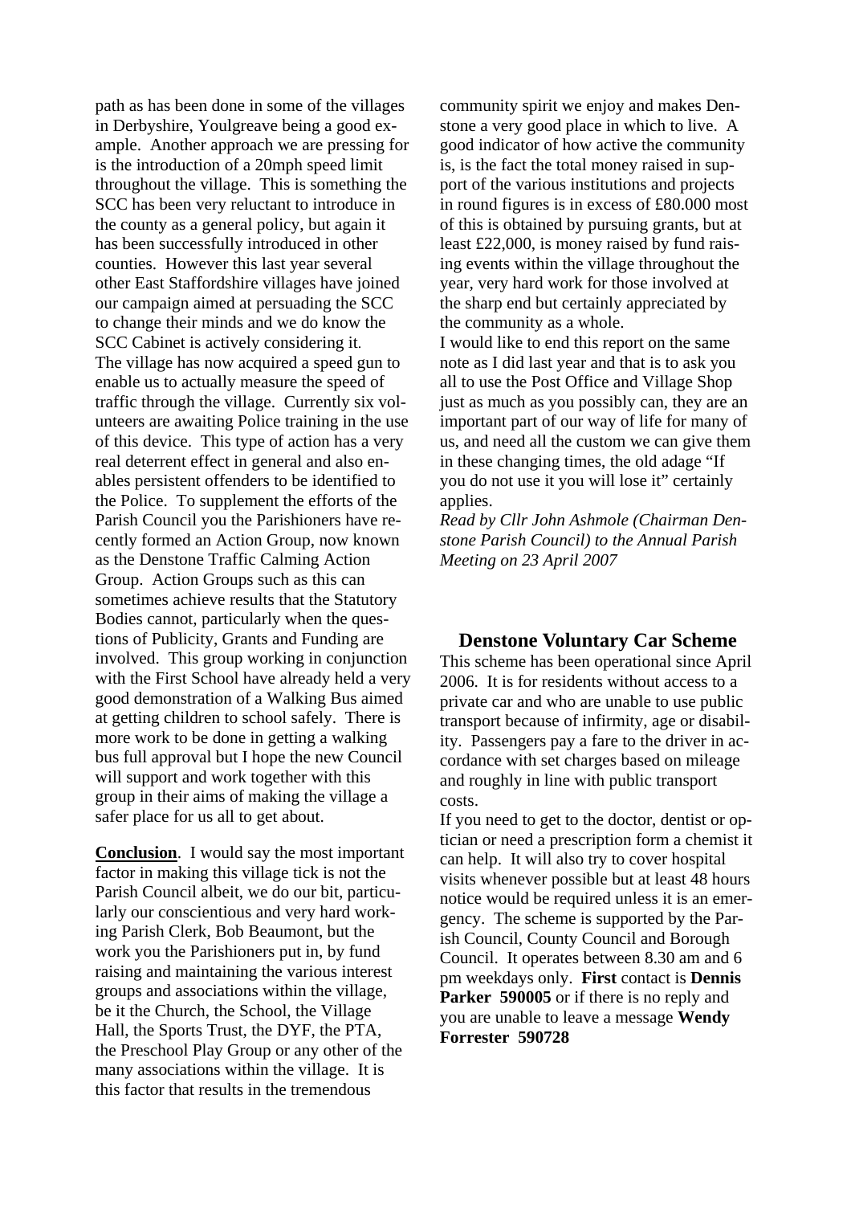path as has been done in some of the villages in Derbyshire, Youlgreave being a good example. Another approach we are pressing for is the introduction of a 20mph speed limit throughout the village. This is something the SCC has been very reluctant to introduce in the county as a general policy, but again it has been successfully introduced in other counties. However this last year several other East Staffordshire villages have joined our campaign aimed at persuading the SCC to change their minds and we do know the SCC Cabinet is actively considering it.
The village has now acquired a speed gun to enable us to actually measure the speed of traffic through the village. Currently six volunteers are awaiting Police training in the use of this device. This type of action has a very real deterrent effect in general and also enables persistent offenders to be identified to the Police. To supplement the efforts of the Parish Council you the Parishioners have recently formed an Action Group, now known as the Denstone Traffic Calming Action Group. Action Groups such as this can sometimes achieve results that the Statutory Bodies cannot, particularly when the questions of Publicity, Grants and Funding are involved. This group working in conjunction with the First School have already held a very good demonstration of a Walking Bus aimed at getting children to school safely. There is more work to be done in getting a walking bus full approval but I hope the new Council will support and work together with this group in their aims of making the village a safer place for us all to get about.

**Conclusion**. I would say the most important factor in making this village tick is not the Parish Council albeit, we do our bit, particularly our conscientious and very hard working Parish Clerk, Bob Beaumont, but the work you the Parishioners put in, by fund raising and maintaining the various interest groups and associations within the village, be it the Church, the School, the Village Hall, the Sports Trust, the DYF, the PTA, the Preschool Play Group or any other of the many associations within the village. It is this factor that results in the tremendous community spirit we enjoy and makes Denstone a very good place in which to live. A good indicator of how active the community is, is the fact the total money raised in support of the various institutions and projects in round figures is in excess of £80.000 most of this is obtained by pursuing grants, but at least £22,000, is money raised by fund raising events within the village throughout the year, very hard work for those involved at the sharp end but certainly appreciated by the community as a whole.
I would like to end this report on the same note as I did last year and that is to ask you all to use the Post Office and Village Shop just as much as you possibly can, they are an important part of our way of life for many of us, and need all the custom we can give them in these changing times, the old adage "If you do not use it you will lose it" certainly applies.

*Read by Cllr John Ashmole (Chairman Denstone Parish Council) to the Annual Parish Meeting on 23 April 2007*

## Denstone Voluntary Car Scheme

This scheme has been operational since April 2006. It is for residents without access to a private car and who are unable to use public transport because of infirmity, age or disability. Passengers pay a fare to the driver in accordance with set charges based on mileage and roughly in line with public transport costs.
If you need to get to the doctor, dentist or optician or need a prescription form a chemist it can help. It will also try to cover hospital visits whenever possible but at least 48 hours notice would be required unless it is an emergency. The scheme is supported by the Parish Council, County Council and Borough Council. It operates between 8.30 am and 6 pm weekdays only. **First** contact is **Dennis Parker 590005** or if there is no reply and you are unable to leave a message **Wendy Forrester 590728**